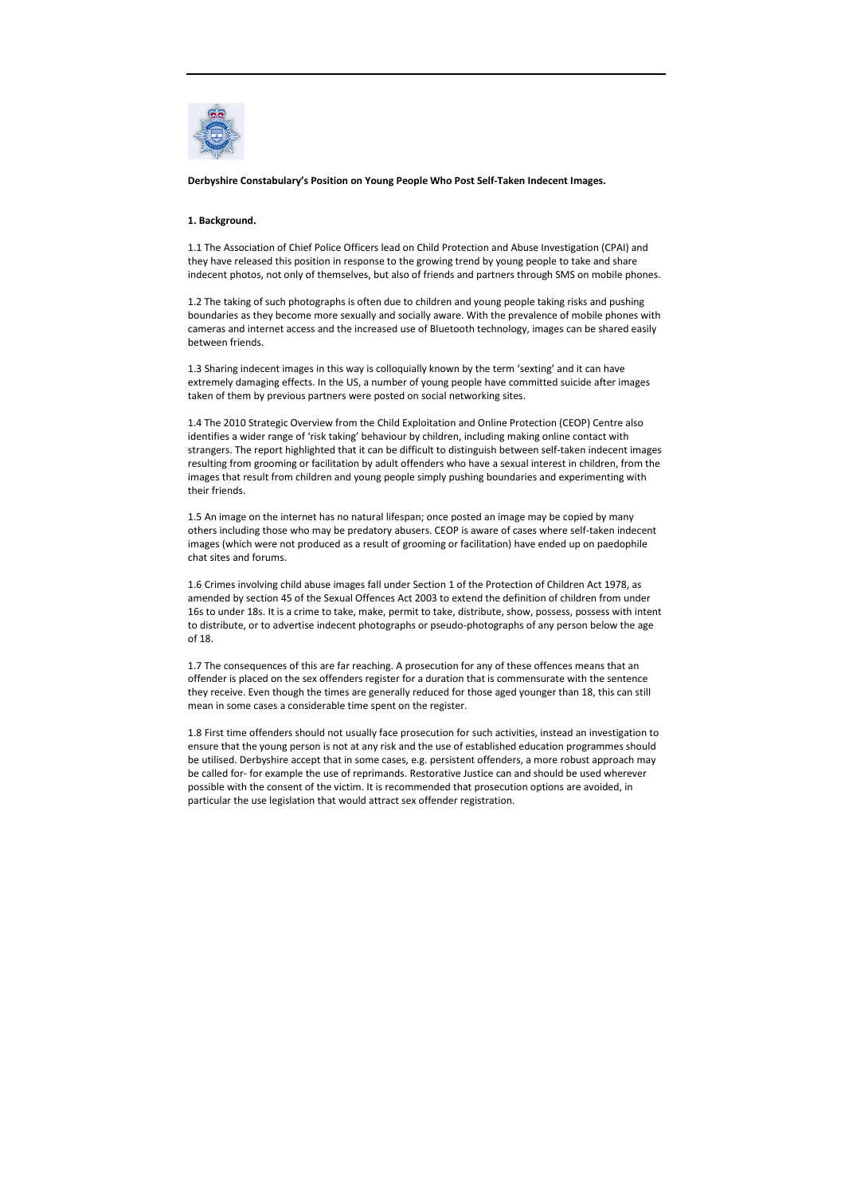**Derbyshire Constabulary's Position on Young People Who Post Self-Taken Indecent Images.**

**1. Background.**

1.1 The Association of Chief Police Officers lead on Child Protection and Abuse Investigation (CPAI) and they have released this position in response to the growing trend by young people to take and share indecent photos, not only of themselves, but also of friends and partners through SMS on mobile phones.

1.2 The taking of such photographs is often due to children and young people taking risks and pushing boundaries as they become more sexually and socially aware. With the prevalence of mobile phones with cameras and internet access and the increased use of Bluetooth technology, images can be shared easily between friends.

1.3 Sharing indecent images in this way is colloquially known by the term 'sexting' and it can have extremely damaging effects. In the US, a number of young people have committed suicide after images taken of them by previous partners were posted on social networking sites.

1.4 The 2010 Strategic Overview from the Child Exploitation and Online Protection (CEOP) Centre also identifies a wider range of 'risk taking' behaviour by children, including making online contact with strangers. The report highlighted that it can be difficult to distinguish between self-taken indecent images resulting from grooming or facilitation by adult offenders who have a sexual interest in children, from the images that result from children and young people simply pushing boundaries and experimenting with their friends.

1.5 An image on the internet has no natural lifespan; once posted an image may be copied by many others including those who may be predatory abusers. CEOP is aware of cases where self-taken indecent images (which were not produced as a result of grooming or facilitation) have ended up on paedophile chat sites and forums.

1.6 Crimes involving child abuse images fall under Section 1 of the Protection of Children Act 1978, as amended by section 45 of the Sexual Offences Act 2003 to extend the definition of children from under 16s to under 18s. It is a crime to take, make, permit to take, distribute, show, possess, possess with intent to distribute, or to advertise indecent photographs or pseudo-photographs of any person below the age of 18.

1.7 The consequences of this are far reaching. A prosecution for any of these offences means that an offender is placed on the sex offenders register for a duration that is commensurate with the sentence they receive. Even though the times are generally reduced for those aged younger than 18, this can still mean in some cases a considerable time spent on the register.

1.8 First time offenders should not usually face prosecution for such activities, instead an investigation to ensure that the young person is not at any risk and the use of established education programmes should be utilised. Derbyshire accept that in some cases, e.g. persistent offenders, a more robust approach may be called for- for example the use of reprimands. Restorative Justice can and should be used wherever possible with the consent of the victim. It is recommended that prosecution options are avoided, in particular the use legislation that would attract sex offender registration.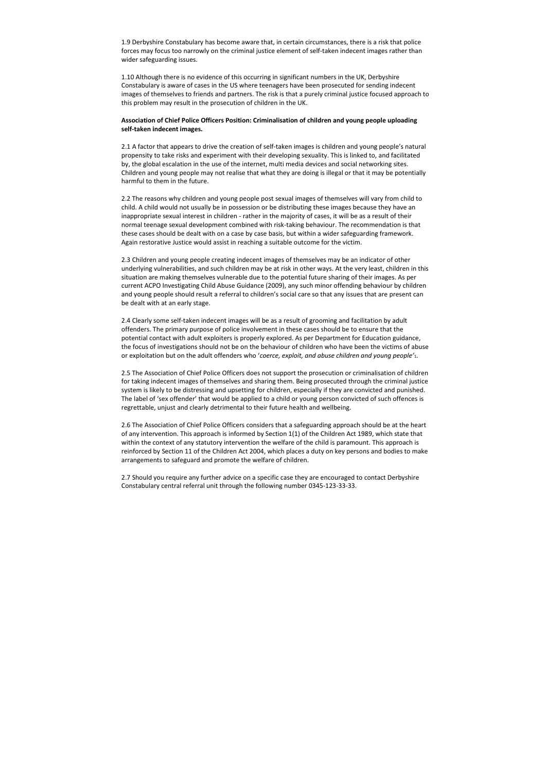1.9 Derbyshire Constabulary has become aware that, in certain circumstances, there is a risk that police forces may focus too narrowly on the criminal justice element of self-taken indecent images rather than wider safeguarding issues.

1.10 Although there is no evidence of this occurring in significant numbers in the UK, Derbyshire Constabulary is aware of cases in the US where teenagers have been prosecuted for sending indecent images of themselves to friends and partners. The risk is that a purely criminal justice focused approach to this problem may result in the prosecution of children in the UK.

**Association of Chief Police Officers Position: Criminalisation of children and young people uploading self-taken indecent images.**

2.1 A factor that appears to drive the creation of self-taken images is children and young people's natural propensity to take risks and experiment with their developing sexuality. This is linked to, and facilitated by, the global escalation in the use of the internet, multi media devices and social networking sites. Children and young people may not realise that what they are doing is illegal or that it may be potentially harmful to them in the future.

2.2 The reasons why children and young people post sexual images of themselves will vary from child to child. A child would not usually be in possession or be distributing these images because they have an inappropriate sexual interest in children - rather in the majority of cases, it will be as a result of their normal teenage sexual development combined with risk-taking behaviour. The recommendation is that these cases should be dealt with on a case by case basis, but within a wider safeguarding framework. Again restorative Justice would assist in reaching a suitable outcome for the victim.

2.3 Children and young people creating indecent images of themselves may be an indicator of other underlying vulnerabilities, and such children may be at risk in other ways. At the very least, children in this situation are making themselves vulnerable due to the potential future sharing of their images. As per current ACPO Investigating Child Abuse Guidance (2009), any such minor offending behaviour by children and young people should result a referral to children's social care so that any issues that are present can be dealt with at an early stage.

2.4 Clearly some self-taken indecent images will be as a result of grooming and facilitation by adult offenders. The primary purpose of police involvement in these cases should be to ensure that the potential contact with adult exploiters is properly explored. As per Department for Education guidance, the focus of investigations should not be on the behaviour of children who have been the victims of abuse or exploitation but on the adult offenders who '*coerce, exploit, and abuse children and young people*'[1].

2.5 The Association of Chief Police Officers does not support the prosecution or criminalisation of children for taking indecent images of themselves and sharing them. Being prosecuted through the criminal justice system is likely to be distressing and upsetting for children, especially if they are convicted and punished. The label of 'sex offender' that would be applied to a child or young person convicted of such offences is regrettable, unjust and clearly detrimental to their future health and wellbeing.

2.6 The Association of Chief Police Officers considers that a safeguarding approach should be at the heart of any intervention. This approach is informed by Section 1(1) of the Children Act 1989, which state that within the context of any statutory intervention the welfare of the child is paramount. This approach is reinforced by Section 11 of the Children Act 2004, which places a duty on key persons and bodies to make arrangements to safeguard and promote the welfare of children.

2.7 Should you require any further advice on a specific case they are encouraged to contact Derbyshire Constabulary central referral unit through the following number 0345-123-33-33.